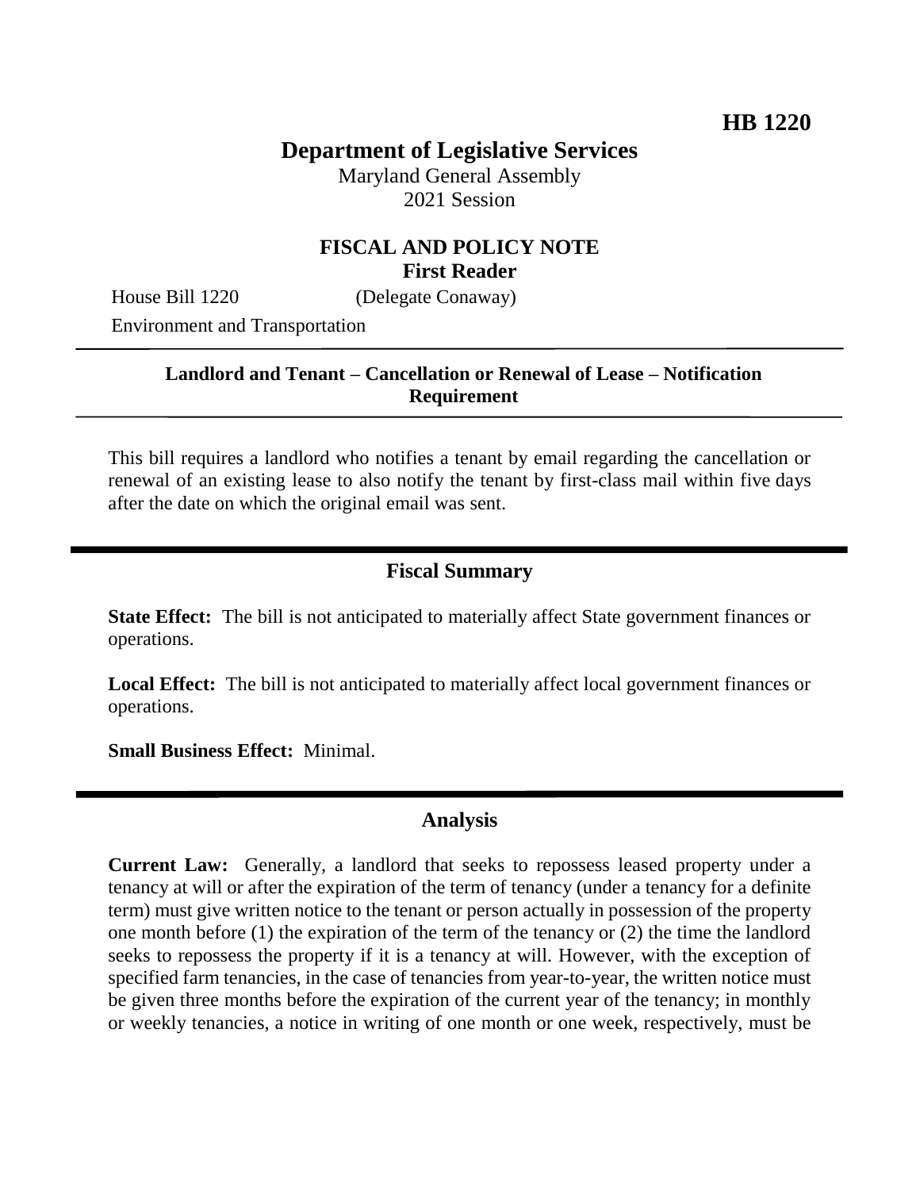**HB 1220**

# Department of Legislative Services

Maryland General Assembly
2021 Session

## FISCAL AND POLICY NOTE
### First Reader

House Bill 1220 (Delegate Conaway)

Environment and Transportation

---

**Landlord and Tenant – Cancellation or Renewal of Lease – Notification Requirement**

---

This bill requires a landlord who notifies a tenant by email regarding the cancellation or renewal of an existing lease to also notify the tenant by first-class mail within five days after the date on which the original email was sent.

---

## Fiscal Summary

**State Effect:** The bill is not anticipated to materially affect State government finances or operations.

**Local Effect:** The bill is not anticipated to materially affect local government finances or operations.

**Small Business Effect:** Minimal.

---

## Analysis

**Current Law:** Generally, a landlord that seeks to repossess leased property under a tenancy at will or after the expiration of the term of tenancy (under a tenancy for a definite term) must give written notice to the tenant or person actually in possession of the property one month before (1) the expiration of the term of the tenancy or (2) the time the landlord seeks to repossess the property if it is a tenancy at will. However, with the exception of specified farm tenancies, in the case of tenancies from year-to-year, the written notice must be given three months before the expiration of the current year of the tenancy; in monthly or weekly tenancies, a notice in writing of one month or one week, respectively, must be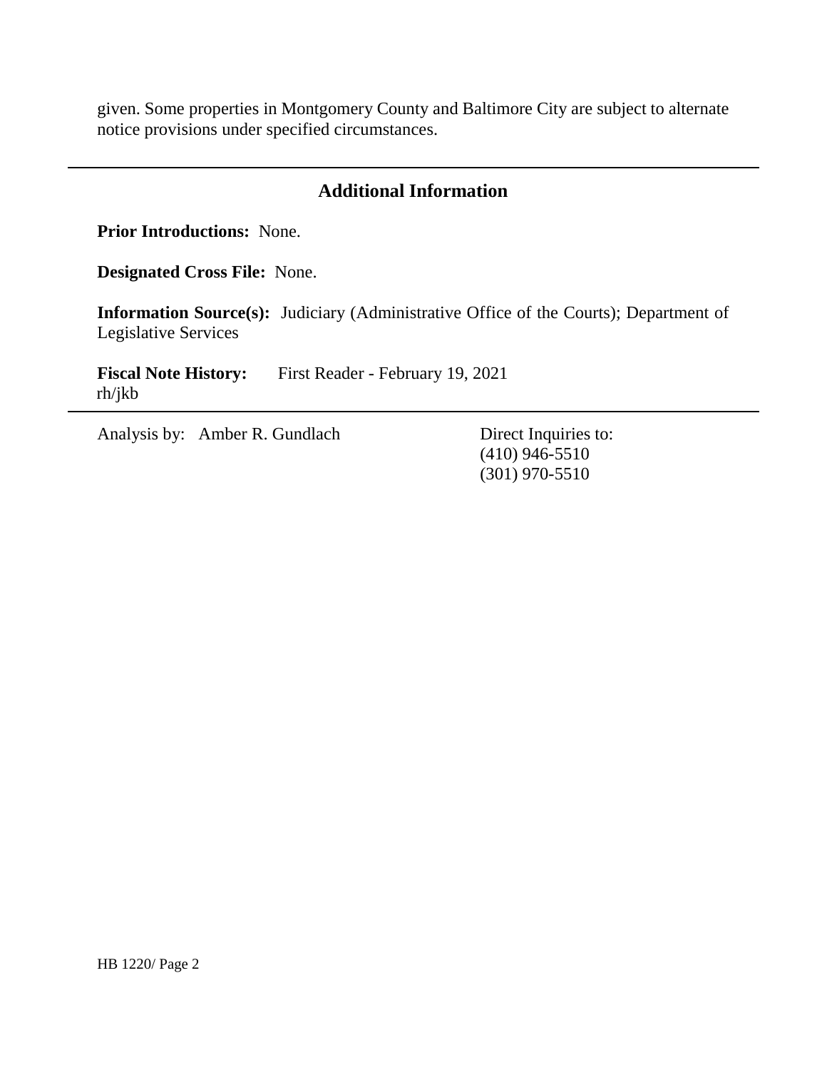given. Some properties in Montgomery County and Baltimore City are subject to alternate notice provisions under specified circumstances.

---

## Additional Information

**Prior Introductions:** None.

**Designated Cross File:** None.

**Information Source(s):** Judiciary (Administrative Office of the Courts); Department of Legislative Services

**Fiscal Note History:** First Reader - February 19, 2021
rh/jkb

---

Analysis by: Amber R. Gundlach

Direct Inquiries to:
(410) 946-5510
(301) 970-5510